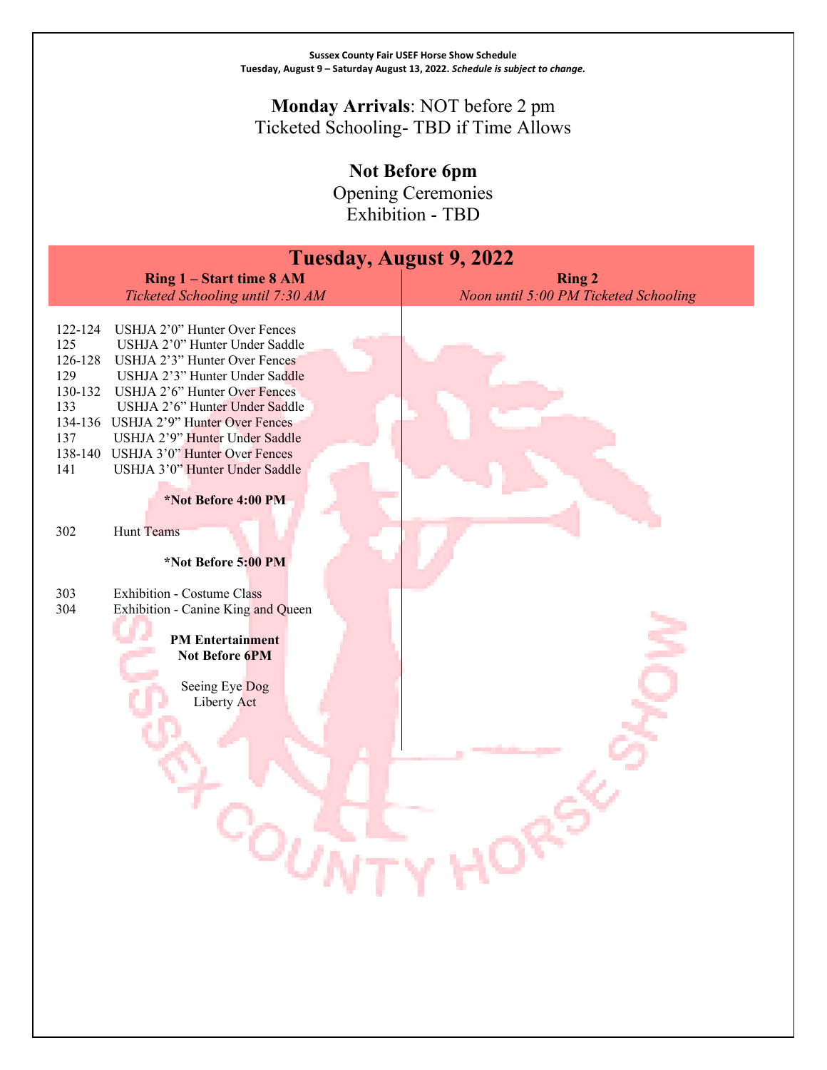**Sussex County Fair USEF Horse Show Schedule**
**Tuesday, August 9 – Saturday August 13, 2022.** ***Schedule is subject to change.***

**Monday Arrivals**: NOT before 2 pm
Ticketed Schooling- TBD if Time Allows

**Not Before 6pm**
Opening Ceremonies
Exhibition - TBD

# Tuesday, August 9, 2022

## Ring 1 – Start time 8 AM

*Ticketed Schooling until 7:30 AM*

| Class | Description |
| --- | --- |
| 122-124 | USHJA 2'0" Hunter Over Fences |
| 125 | USHJA 2'0" Hunter Under Saddle |
| 126-128 | USHJA 2'3" Hunter Over Fences |
| 129 | USHJA 2'3" Hunter Under Saddle |
| 130-132 | USHJA 2'6" Hunter Over Fences |
| 133 | USHJA 2'6" Hunter Under Saddle |
| 134-136 | USHJA 2'9" Hunter Over Fences |
| 137 | USHJA 2'9" Hunter Under Saddle |
| 138-140 | USHJA 3'0" Hunter Over Fences |
| 141 | USHJA 3'0" Hunter Under Saddle |

**\*Not Before 4:00 PM**

| Class | Description |
| --- | --- |
| 302 | Hunt Teams |

**\*Not Before 5:00 PM**

| Class | Description |
| --- | --- |
| 303 | Exhibition - Costume Class |
| 304 | Exhibition - Canine King and Queen |

**PM Entertainment**
**Not Before 6PM**

Seeing Eye Dog
Liberty Act

## Ring 2

*Noon until 5:00 PM Ticketed Schooling*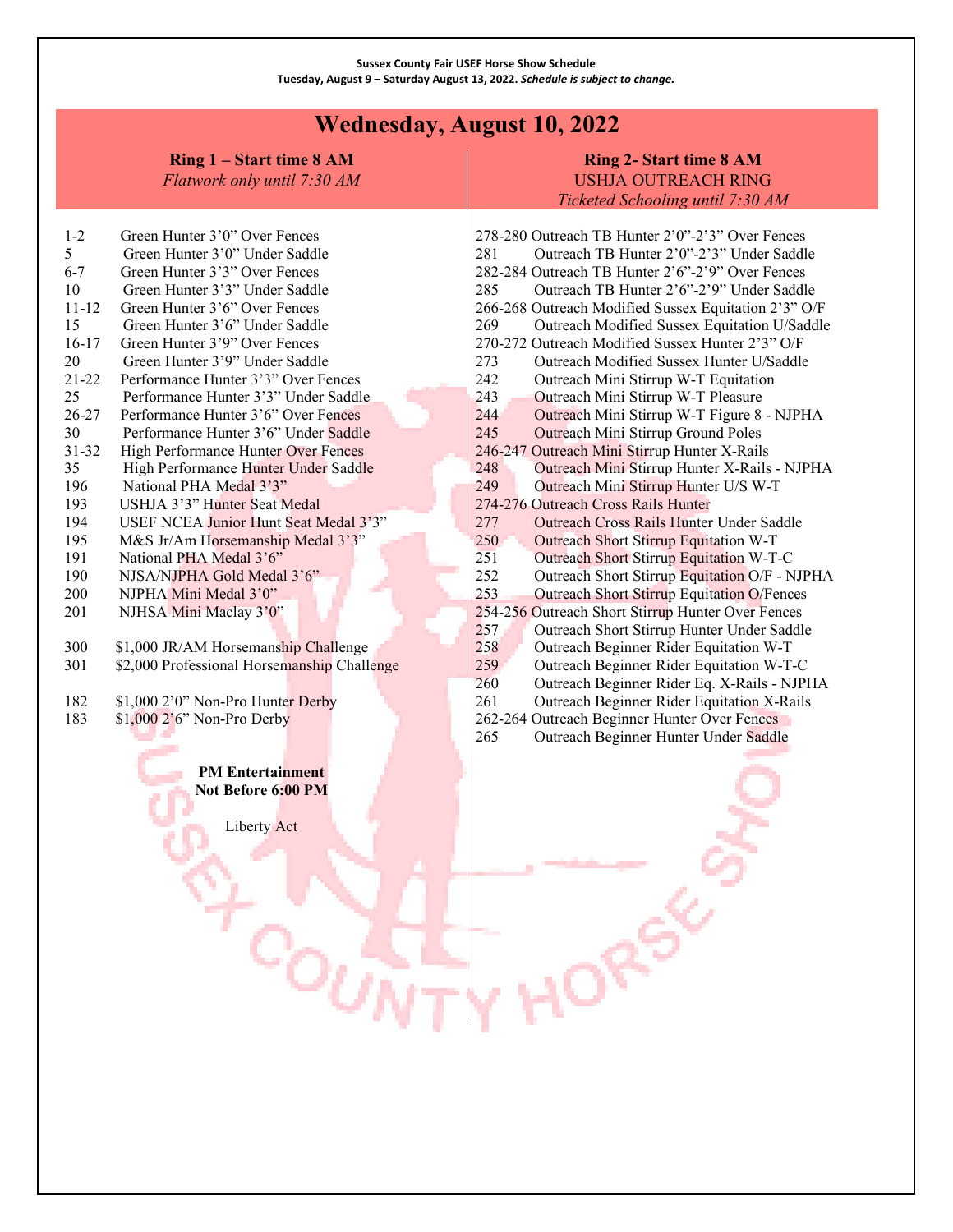**Sussex County Fair USEF Horse Show Schedule**
**Tuesday, August 9 – Saturday August 13, 2022.** ***Schedule is subject to change.***

# Wednesday, August 10, 2022

## Ring 1 – Start time 8 AM

*Flatwork only until 7:30 AM*

| | |
|---|---|
| 1-2 | Green Hunter 3'0" Over Fences |
| 5 | Green Hunter 3'0" Under Saddle |
| 6-7 | Green Hunter 3'3" Over Fences |
| 10 | Green Hunter 3'3" Under Saddle |
| 11-12 | Green Hunter 3'6" Over Fences |
| 15 | Green Hunter 3'6" Under Saddle |
| 16-17 | Green Hunter 3'9" Over Fences |
| 20 | Green Hunter 3'9" Under Saddle |
| 21-22 | Performance Hunter 3'3" Over Fences |
| 25 | Performance Hunter 3'3" Under Saddle |
| 26-27 | Performance Hunter 3'6" Over Fences |
| 30 | Performance Hunter 3'6" Under Saddle |
| 31-32 | High Performance Hunter Over Fences |
| 35 | High Performance Hunter Under Saddle |
| 196 | National PHA Medal 3'3" |
| 193 | USHJA 3'3" Hunter Seat Medal |
| 194 | USEF NCEA Junior Hunt Seat Medal 3'3" |
| 195 | M&S Jr/Am Horsemanship Medal 3'3" |
| 191 | National PHA Medal 3'6" |
| 190 | NJSA/NJPHA Gold Medal 3'6" |
| 200 | NJPHA Mini Medal 3'0" |
| 201 | NJHSA Mini Maclay 3'0" |
| | |
| 300 | $1,000 JR/AM Horsemanship Challenge |
| 301 | $2,000 Professional Horsemanship Challenge |
| | |
| 182 | $1,000 2'0" Non-Pro Hunter Derby |
| 183 | $1,000 2'6" Non-Pro Derby |

**PM Entertainment**
**Not Before 6:00 PM**

Liberty Act

## Ring 2- Start time 8 AM

USHJA OUTREACH RING

*Ticketed Schooling until 7:30 AM*

| | |
|---|---|
| 278-280 | Outreach TB Hunter 2'0"-2'3" Over Fences |
| 281 | Outreach TB Hunter 2'0"-2'3" Under Saddle |
| 282-284 | Outreach TB Hunter 2'6"-2'9" Over Fences |
| 285 | Outreach TB Hunter 2'6"-2'9" Under Saddle |
| 266-268 | Outreach Modified Sussex Equitation 2'3" O/F |
| 269 | Outreach Modified Sussex Equitation U/Saddle |
| 270-272 | Outreach Modified Sussex Hunter 2'3" O/F |
| 273 | Outreach Modified Sussex Hunter U/Saddle |
| 242 | Outreach Mini Stirrup W-T Equitation |
| 243 | Outreach Mini Stirrup W-T Pleasure |
| 244 | Outreach Mini Stirrup W-T Figure 8 - NJPHA |
| 245 | Outreach Mini Stirrup Ground Poles |
| 246-247 | Outreach Mini Stirrup Hunter X-Rails |
| 248 | Outreach Mini Stirrup Hunter X-Rails - NJPHA |
| 249 | Outreach Mini Stirrup Hunter U/S W-T |
| 274-276 | Outreach Cross Rails Hunter |
| 277 | Outreach Cross Rails Hunter Under Saddle |
| 250 | Outreach Short Stirrup Equitation W-T |
| 251 | Outreach Short Stirrup Equitation W-T-C |
| 252 | Outreach Short Stirrup Equitation O/F - NJPHA |
| 253 | Outreach Short Stirrup Equitation O/Fences |
| 254-256 | Outreach Short Stirrup Hunter Over Fences |
| 257 | Outreach Short Stirrup Hunter Under Saddle |
| 258 | Outreach Beginner Rider Equitation W-T |
| 259 | Outreach Beginner Rider Equitation W-T-C |
| 260 | Outreach Beginner Rider Eq. X-Rails - NJPHA |
| 261 | Outreach Beginner Rider Equitation X-Rails |
| 262-264 | Outreach Beginner Hunter Over Fences |
| 265 | Outreach Beginner Hunter Under Saddle |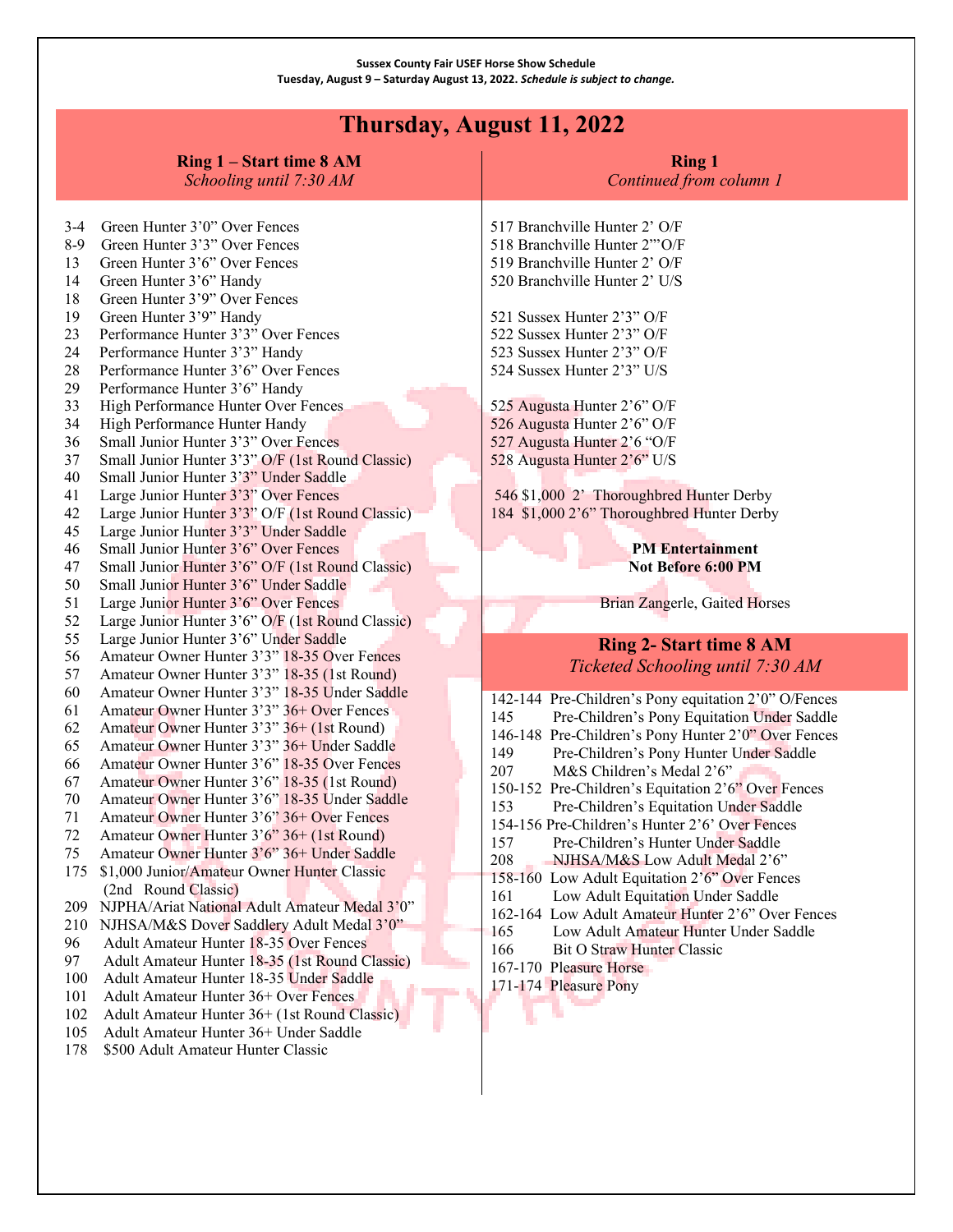**Sussex County Fair USEF Horse Show Schedule**
**Tuesday, August 9 – Saturday August 13, 2022.** ***Schedule is subject to change.***

# Thursday, August 11, 2022

## Ring 1 – Start time 8 AM
*Schooling until 7:30 AM*

3-4 Green Hunter 3'0" Over Fences
8-9 Green Hunter 3'3" Over Fences
13 Green Hunter 3'6" Over Fences
14 Green Hunter 3'6" Handy
18 Green Hunter 3'9" Over Fences
19 Green Hunter 3'9" Handy
23 Performance Hunter 3'3" Over Fences
24 Performance Hunter 3'3" Handy
28 Performance Hunter 3'6" Over Fences
29 Performance Hunter 3'6" Handy
33 High Performance Hunter Over Fences
34 High Performance Hunter Handy
36 Small Junior Hunter 3'3" Over Fences
37 Small Junior Hunter 3'3" O/F (1st Round Classic)
40 Small Junior Hunter 3'3" Under Saddle
41 Large Junior Hunter 3'3" Over Fences
42 Large Junior Hunter 3'3" O/F (1st Round Classic)
45 Large Junior Hunter 3'3" Under Saddle
46 Small Junior Hunter 3'6" Over Fences
47 Small Junior Hunter 3'6" O/F (1st Round Classic)
50 Small Junior Hunter 3'6" Under Saddle
51 Large Junior Hunter 3'6" Over Fences
52 Large Junior Hunter 3'6" O/F (1st Round Classic)
55 Large Junior Hunter 3'6" Under Saddle
56 Amateur Owner Hunter 3'3" 18-35 Over Fences
57 Amateur Owner Hunter 3'3" 18-35 (1st Round)
60 Amateur Owner Hunter 3'3" 18-35 Under Saddle
61 Amateur Owner Hunter 3'3" 36+ Over Fences
62 Amateur Owner Hunter 3'3" 36+ (1st Round)
65 Amateur Owner Hunter 3'3" 36+ Under Saddle
66 Amateur Owner Hunter 3'6" 18-35 Over Fences
67 Amateur Owner Hunter 3'6" 18-35 (1st Round)
70 Amateur Owner Hunter 3'6" 18-35 Under Saddle
71 Amateur Owner Hunter 3'6" 36+ Over Fences
72 Amateur Owner Hunter 3'6" 36+ (1st Round)
75 Amateur Owner Hunter 3'6" 36+ Under Saddle
175 $1,000 Junior/Amateur Owner Hunter Classic (2nd Round Classic)
209 NJPHA/Ariat National Adult Amateur Medal 3'0"
210 NJHSA/M&S Dover Saddlery Adult Medal 3'0"
96 Adult Amateur Hunter 18-35 Over Fences
97 Adult Amateur Hunter 18-35 (1st Round Classic)
100 Adult Amateur Hunter 18-35 Under Saddle
101 Adult Amateur Hunter 36+ Over Fences
102 Adult Amateur Hunter 36+ (1st Round Classic)
105 Adult Amateur Hunter 36+ Under Saddle
178 $500 Adult Amateur Hunter Classic

## Ring 1
*Continued from column 1*

517 Branchville Hunter 2' O/F
518 Branchville Hunter 2'"O/F
519 Branchville Hunter 2' O/F
520 Branchville Hunter 2' U/S

521 Sussex Hunter 2'3" O/F
522 Sussex Hunter 2'3" O/F
523 Sussex Hunter 2'3" O/F
524 Sussex Hunter 2'3" U/S

525 Augusta Hunter 2'6" O/F
526 Augusta Hunter 2'6" O/F
527 Augusta Hunter 2'6 "O/F
528 Augusta Hunter 2'6" U/S

546 $1,000 2' Thoroughbred Hunter Derby
184 $1,000 2'6" Thoroughbred Hunter Derby

**PM Entertainment**
**Not Before 6:00 PM**

Brian Zangerle, Gaited Horses

## Ring 2- Start time 8 AM
*Ticketed Schooling until 7:30 AM*

142-144 Pre-Children's Pony equitation 2'0" O/Fences
145 Pre-Children's Pony Equitation Under Saddle
146-148 Pre-Children's Pony Hunter 2'0" Over Fences
149 Pre-Children's Pony Hunter Under Saddle
207 M&S Children's Medal 2'6"
150-152 Pre-Children's Equitation 2'6" Over Fences
153 Pre-Children's Equitation Under Saddle
154-156 Pre-Children's Hunter 2'6' Over Fences
157 Pre-Children's Hunter Under Saddle
208 NJHSA/M&S Low Adult Medal 2'6"
158-160 Low Adult Equitation 2'6" Over Fences
161 Low Adult Equitation Under Saddle
162-164 Low Adult Amateur Hunter 2'6" Over Fences
165 Low Adult Amateur Hunter Under Saddle
166 Bit O Straw Hunter Classic
167-170 Pleasure Horse
171-174 Pleasure Pony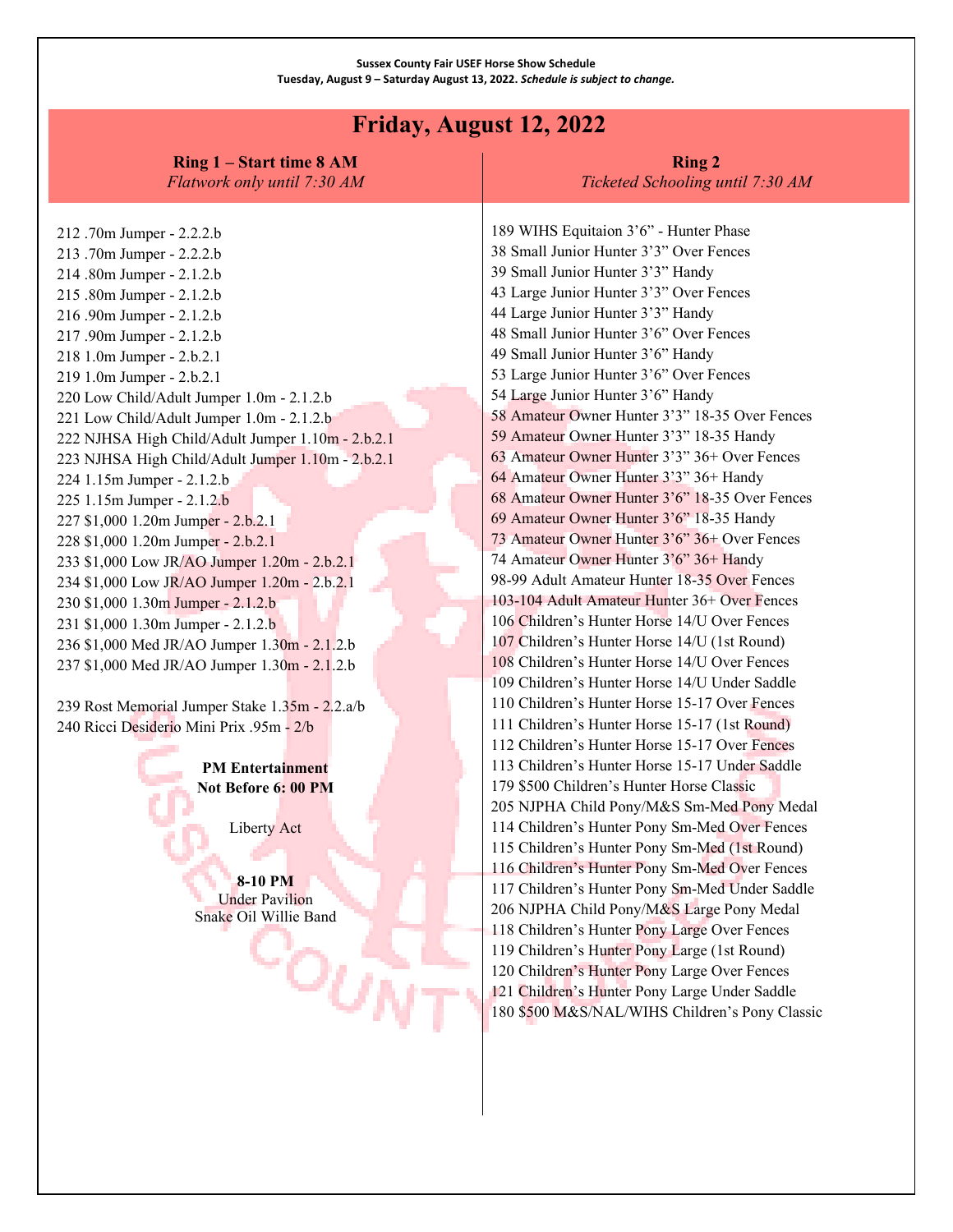**Sussex County Fair USEF Horse Show Schedule**
**Tuesday, August 9 – Saturday August 13, 2022.** ***Schedule is subject to change.***

# Friday, August 12, 2022

## Ring 1 – Start time 8 AM
*Flatwork only until 7:30 AM*

212 .70m Jumper - 2.2.2.b
213 .70m Jumper - 2.2.2.b
214 .80m Jumper - 2.1.2.b
215 .80m Jumper - 2.1.2.b
216 .90m Jumper - 2.1.2.b
217 .90m Jumper - 2.1.2.b
218 1.0m Jumper - 2.b.2.1
219 1.0m Jumper - 2.b.2.1
220 Low Child/Adult Jumper 1.0m - 2.1.2.b
221 Low Child/Adult Jumper 1.0m - 2.1.2.b
222 NJHSA High Child/Adult Jumper 1.10m - 2.b.2.1
223 NJHSA High Child/Adult Jumper 1.10m - 2.b.2.1
224 1.15m Jumper - 2.1.2.b
225 1.15m Jumper - 2.1.2.b
227 $1,000 1.20m Jumper - 2.b.2.1
228 $1,000 1.20m Jumper - 2.b.2.1
233 $1,000 Low JR/AO Jumper 1.20m - 2.b.2.1
234 $1,000 Low JR/AO Jumper 1.20m - 2.b.2.1
230 $1,000 1.30m Jumper - 2.1.2.b
231 $1,000 1.30m Jumper - 2.1.2.b
236 $1,000 Med JR/AO Jumper 1.30m - 2.1.2.b
237 $1,000 Med JR/AO Jumper 1.30m - 2.1.2.b

239 Rost Memorial Jumper Stake 1.35m - 2.2.a/b
240 Ricci Desiderio Mini Prix .95m - 2/b

**PM Entertainment**
**Not Before 6: 00 PM**

Liberty Act

**8-10 PM**
Under Pavilion
Snake Oil Willie Band

## Ring 2
*Ticketed Schooling until 7:30 AM*

189 WIHS Equitaion 3'6" - Hunter Phase
38 Small Junior Hunter 3'3" Over Fences
39 Small Junior Hunter 3'3" Handy
43 Large Junior Hunter 3'3" Over Fences
44 Large Junior Hunter 3'3" Handy
48 Small Junior Hunter 3'6" Over Fences
49 Small Junior Hunter 3'6" Handy
53 Large Junior Hunter 3'6" Over Fences
54 Large Junior Hunter 3'6" Handy
58 Amateur Owner Hunter 3'3" 18-35 Over Fences
59 Amateur Owner Hunter 3'3" 18-35 Handy
63 Amateur Owner Hunter 3'3" 36+ Over Fences
64 Amateur Owner Hunter 3'3" 36+ Handy
68 Amateur Owner Hunter 3'6" 18-35 Over Fences
69 Amateur Owner Hunter 3'6" 18-35 Handy
73 Amateur Owner Hunter 3'6" 36+ Over Fences
74 Amateur Owner Hunter 3'6" 36+ Handy
98-99 Adult Amateur Hunter 18-35 Over Fences
103-104 Adult Amateur Hunter 36+ Over Fences
106 Children's Hunter Horse 14/U Over Fences
107 Children's Hunter Horse 14/U (1st Round)
108 Children's Hunter Horse 14/U Over Fences
109 Children's Hunter Horse 14/U Under Saddle
110 Children's Hunter Horse 15-17 Over Fences
111 Children's Hunter Horse 15-17 (1st Round)
112 Children's Hunter Horse 15-17 Over Fences
113 Children's Hunter Horse 15-17 Under Saddle
179 $500 Children's Hunter Horse Classic
205 NJPHA Child Pony/M&S Sm-Med Pony Medal
114 Children's Hunter Pony Sm-Med Over Fences
115 Children's Hunter Pony Sm-Med (1st Round)
116 Children's Hunter Pony Sm-Med Over Fences
117 Children's Hunter Pony Sm-Med Under Saddle
206 NJPHA Child Pony/M&S Large Pony Medal
118 Children's Hunter Pony Large Over Fences
119 Children's Hunter Pony Large (1st Round)
120 Children's Hunter Pony Large Over Fences
121 Children's Hunter Pony Large Under Saddle
180 $500 M&S/NAL/WIHS Children's Pony Classic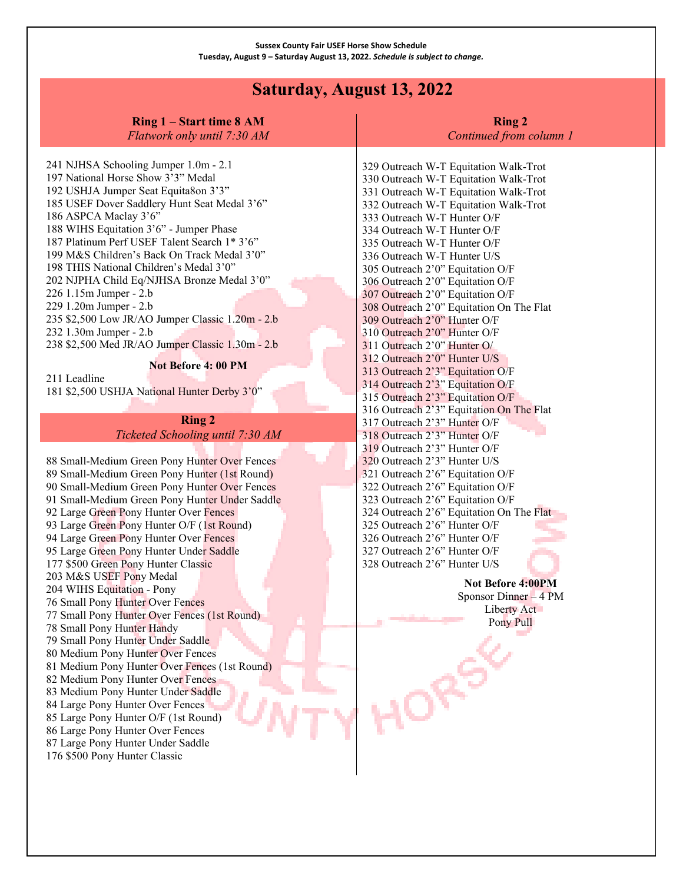Sussex County Fair USEF Horse Show Schedule

Tuesday, August 9 – Saturday August 13, 2022. *Schedule is subject to change.*

# Saturday, August 13, 2022

## Ring 1 – Start time 8 AM

*Flatwork only until 7:30 AM*

241 NJHSA Schooling Jumper 1.0m - 2.1
197 National Horse Show 3'3" Medal
192 USHJA Jumper Seat Equita8on 3'3"
185 USEF Dover Saddlery Hunt Seat Medal 3'6"
186 ASPCA Maclay 3'6"
188 WIHS Equitation 3'6" - Jumper Phase
187 Platinum Perf USEF Talent Search 1* 3'6"
199 M&S Children's Back On Track Medal 3'0"
198 THIS National Children's Medal 3'0"
202 NJPHA Child Eq/NJHSA Bronze Medal 3'0"
226 1.15m Jumper - 2.b
229 1.20m Jumper - 2.b
235 $2,500 Low JR/AO Jumper Classic 1.20m - 2.b
232 1.30m Jumper - 2.b
238 $2,500 Med JR/AO Jumper Classic 1.30m - 2.b

**Not Before 4: 00 PM**

211 Leadline
181 $2,500 USHJA National Hunter Derby 3'0"

## Ring 2

*Ticketed Schooling until 7:30 AM*

88 Small-Medium Green Pony Hunter Over Fences
89 Small-Medium Green Pony Hunter (1st Round)
90 Small-Medium Green Pony Hunter Over Fences
91 Small-Medium Green Pony Hunter Under Saddle
92 Large Green Pony Hunter Over Fences
93 Large Green Pony Hunter O/F (1st Round)
94 Large Green Pony Hunter Over Fences
95 Large Green Pony Hunter Under Saddle
177 $500 Green Pony Hunter Classic
203 M&S USEF Pony Medal
204 WIHS Equitation - Pony
76 Small Pony Hunter Over Fences
77 Small Pony Hunter Over Fences (1st Round)
78 Small Pony Hunter Handy
79 Small Pony Hunter Under Saddle
80 Medium Pony Hunter Over Fences
81 Medium Pony Hunter Over Fences (1st Round)
82 Medium Pony Hunter Over Fences
83 Medium Pony Hunter Under Saddle
84 Large Pony Hunter Over Fences
85 Large Pony Hunter O/F (1st Round)
86 Large Pony Hunter Over Fences
87 Large Pony Hunter Under Saddle
176 $500 Pony Hunter Classic

## Ring 2

*Continued from column 1*

329 Outreach W-T Equitation Walk-Trot
330 Outreach W-T Equitation Walk-Trot
331 Outreach W-T Equitation Walk-Trot
332 Outreach W-T Equitation Walk-Trot
333 Outreach W-T Hunter O/F
334 Outreach W-T Hunter O/F
335 Outreach W-T Hunter O/F
336 Outreach W-T Hunter U/S
305 Outreach 2'0" Equitation O/F
306 Outreach 2'0" Equitation O/F
307 Outreach 2'0" Equitation O/F
308 Outreach 2'0" Equitation On The Flat
309 Outreach 2'0" Hunter O/F
310 Outreach 2'0" Hunter O/F
311 Outreach 2'0" Hunter O/
312 Outreach 2'0" Hunter U/S
313 Outreach 2'3" Equitation O/F
314 Outreach 2'3" Equitation O/F
315 Outreach 2'3" Equitation O/F
316 Outreach 2'3" Equitation On The Flat
317 Outreach 2'3" Hunter O/F
318 Outreach 2'3" Hunter O/F
319 Outreach 2'3" Hunter O/F
320 Outreach 2'3" Hunter U/S
321 Outreach 2'6" Equitation O/F
322 Outreach 2'6" Equitation O/F
323 Outreach 2'6" Equitation O/F
324 Outreach 2'6" Equitation On The Flat
325 Outreach 2'6" Hunter O/F
326 Outreach 2'6" Hunter O/F
327 Outreach 2'6" Hunter O/F
328 Outreach 2'6" Hunter U/S

**Not Before 4:00PM**

Sponsor Dinner – 4 PM
Liberty Act
Pony Pull